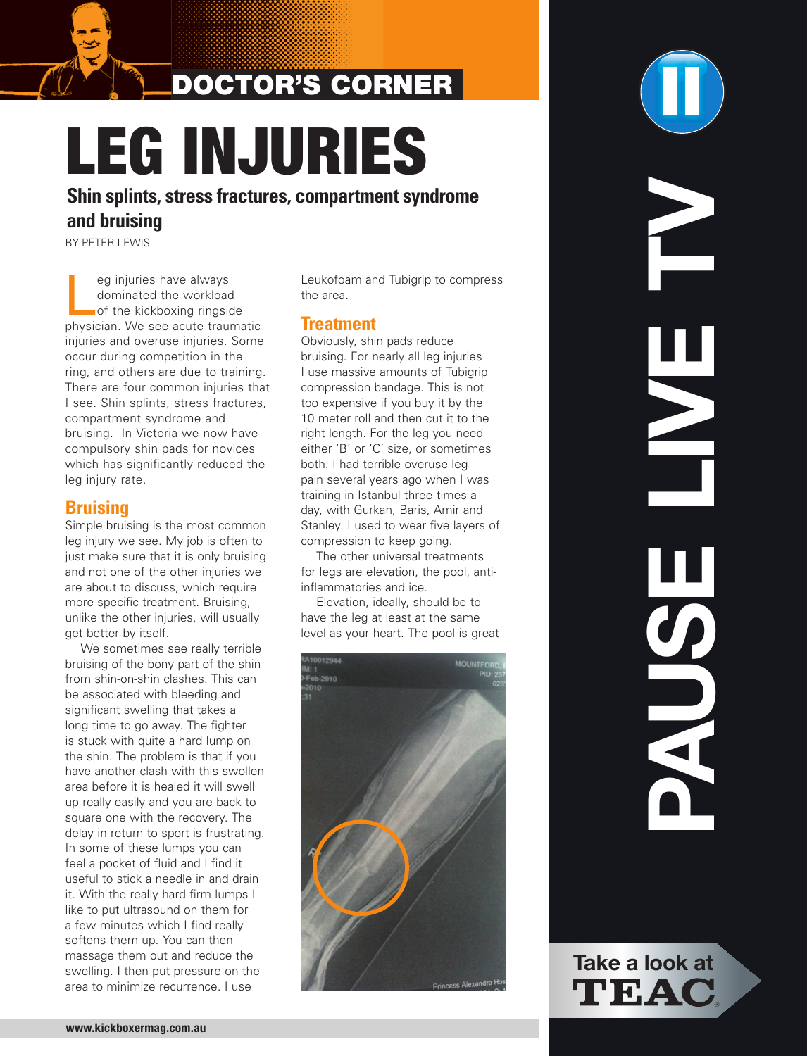# LEG INJURIES

## Shin splints, stress fractures, compartment syndrome and bruising

BY PETER LEWIS

Leg injuries have always dominated the workload of the kickboxing ringside physician. We see acute traumatic injuries and overuse injuries. Some occur during competition in the ring, and others are due to training. There are four common injuries that I see. Shin splints, stress fractures, compartment syndrome and bruising. In Victoria we now have compulsory shin pads for novices which has significantly reduced the leg injury rate.

### Bruising

Simple bruising is the most common leg injury we see. My job is often to just make sure that it is only bruising and not one of the other injuries we are about to discuss, which require more specific treatment. Bruising, unlike the other injuries, will usually get better by itself.

We sometimes see really terrible bruising of the bony part of the shin from shin-on-shin clashes. This can be associated with bleeding and significant swelling that takes a long time to go away. The fighter is stuck with quite a hard lump on the shin. The problem is that if you have another clash with this swollen area before it is healed it will swell up really easily and you are back to square one with the recovery. The delay in return to sport is frustrating. In some of these lumps you can feel a pocket of fluid and I find it useful to stick a needle in and drain it. With the really hard firm lumps I like to put ultrasound on them for a few minutes which I find really softens them up. You can then massage them out and reduce the swelling. I then put pressure on the area to minimize recurrence. I use Leukofoam and Tubigrip to compress the area.

### Treatment

Obviously, shin pads reduce bruising. For nearly all leg injuries I use massive amounts of Tubigrip compression bandage. This is not too expensive if you buy it by the 10 meter roll and then cut it to the right length. For the leg you need either 'B' or 'C' size, or sometimes both. I had terrible overuse leg pain several years ago when I was training in Istanbul three times a day, with Gurkan, Baris, Amir and Stanley. I used to wear five layers of compression to keep going.

The other universal treatments for legs are elevation, the pool, anti-inflammatories and ice.

Elevation, ideally, should be to have the leg at least at the same level as your heart. The pool is great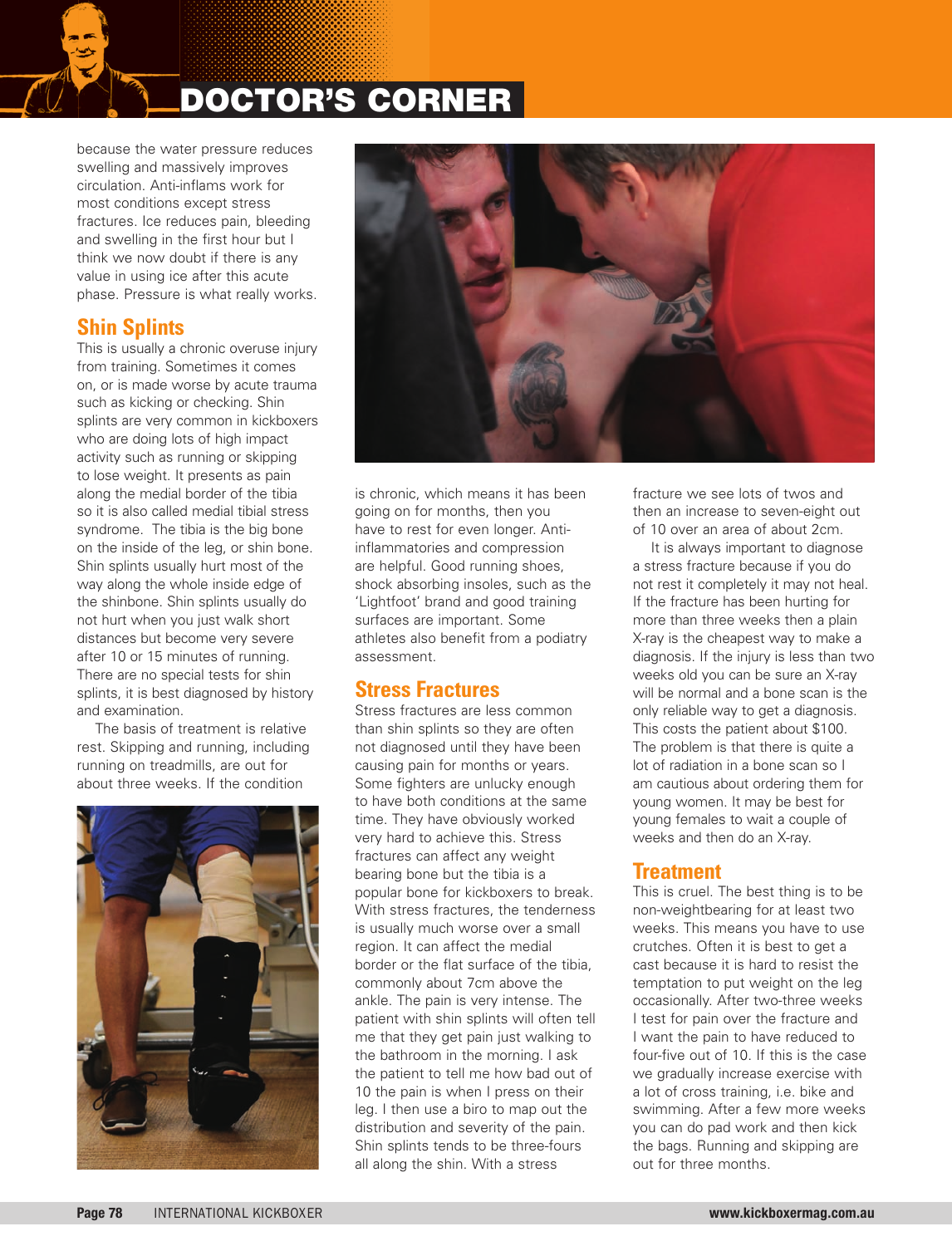because the water pressure reduces swelling and massively improves circulation. Anti-inflams work for most conditions except stress fractures. Ice reduces pain, bleeding and swelling in the first hour but I think we now doubt if there is any value in using ice after this acute phase. Pressure is what really works.

## Shin Splints

This is usually a chronic overuse injury from training. Sometimes it comes on, or is made worse by acute trauma such as kicking or checking. Shin splints are very common in kickboxers who are doing lots of high impact activity such as running or skipping to lose weight. It presents as pain along the medial border of the tibia so it is also called medial tibial stress syndrome. The tibia is the big bone on the inside of the leg, or shin bone. Shin splints usually hurt most of the way along the whole inside edge of the shinbone. Shin splints usually do not hurt when you just walk short distances but become very severe after 10 or 15 minutes of running. There are no special tests for shin splints, it is best diagnosed by history and examination.

The basis of treatment is relative rest. Skipping and running, including running on treadmills, are out for about three weeks. If the condition is chronic, which means it has been going on for months, then you have to rest for even longer. Anti-inflammatories and compression are helpful. Good running shoes, shock absorbing insoles, such as the 'Lightfoot' brand and good training surfaces are important. Some athletes also benefit from a podiatry assessment.

## Stress Fractures

Stress fractures are less common than shin splints so they are often not diagnosed until they have been causing pain for months or years. Some fighters are unlucky enough to have both conditions at the same time. They have obviously worked very hard to achieve this. Stress fractures can affect any weight bearing bone but the tibia is a popular bone for kickboxers to break. With stress fractures, the tenderness is usually much worse over a small region. It can affect the medial border or the flat surface of the tibia, commonly about 7cm above the ankle. The pain is very intense. The patient with shin splints will often tell me that they get pain just walking to the bathroom in the morning. I ask the patient to tell me how bad out of 10 the pain is when I press on their leg. I then use a biro to map out the distribution and severity of the pain. Shin splints tends to be three-fours all along the shin. With a stress fracture we see lots of twos and then an increase to seven-eight out of 10 over an area of about 2cm.

It is always important to diagnose a stress fracture because if you do not rest it completely it may not heal. If the fracture has been hurting for more than three weeks then a plain X-ray is the cheapest way to make a diagnosis. If the injury is less than two weeks old you can be sure an X-ray will be normal and a bone scan is the only reliable way to get a diagnosis. This costs the patient about $100. The problem is that there is quite a lot of radiation in a bone scan so I am cautious about ordering them for young women. It may be best for young females to wait a couple of weeks and then do an X-ray.

## Treatment

This is cruel. The best thing is to be non-weightbearing for at least two weeks. This means you have to use crutches. Often it is best to get a cast because it is hard to resist the temptation to put weight on the leg occasionally. After two-three weeks I test for pain over the fracture and I want the pain to have reduced to four-five out of 10. If this is the case we gradually increase exercise with a lot of cross training, i.e. bike and swimming. After a few more weeks you can do pad work and then kick the bags. Running and skipping are out for three months.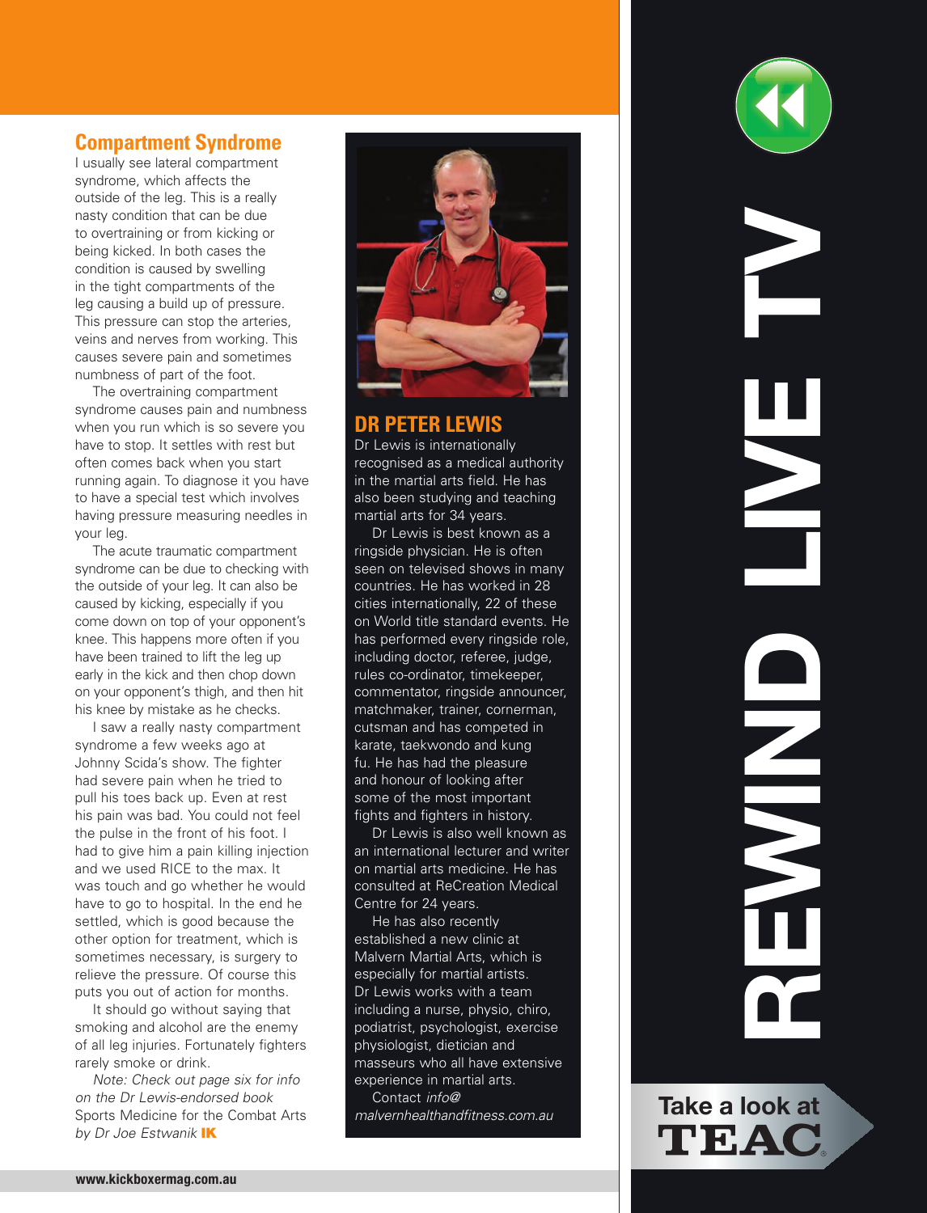## Compartment Syndrome

I usually see lateral compartment syndrome, which affects the outside of the leg. This is a really nasty condition that can be due to overtraining or from kicking or being kicked. In both cases the condition is caused by swelling in the tight compartments of the leg causing a build up of pressure. This pressure can stop the arteries, veins and nerves from working. This causes severe pain and sometimes numbness of part of the foot.

The overtraining compartment syndrome causes pain and numbness when you run which is so severe you have to stop. It settles with rest but often comes back when you start running again. To diagnose it you have to have a special test which involves having pressure measuring needles in your leg.

The acute traumatic compartment syndrome can be due to checking with the outside of your leg. It can also be caused by kicking, especially if you come down on top of your opponent's knee. This happens more often if you have been trained to lift the leg up early in the kick and then chop down on your opponent's thigh, and then hit his knee by mistake as he checks.

I saw a really nasty compartment syndrome a few weeks ago at Johnny Scida's show. The fighter had severe pain when he tried to pull his toes back up. Even at rest his pain was bad. You could not feel the pulse in the front of his foot. I had to give him a pain killing injection and we used RICE to the max. It was touch and go whether he would have to go to hospital. In the end he settled, which is good because the other option for treatment, which is sometimes necessary, is surgery to relieve the pressure. Of course this puts you out of action for months.

It should go without saying that smoking and alcohol are the enemy of all leg injuries. Fortunately fighters rarely smoke or drink.

*Note: Check out page six for info on the Dr Lewis-endorsed book* Sports Medicine for the Combat Arts *by Dr Joe Estwanik* **IK**

## DR PETER LEWIS

Dr Lewis is internationally recognised as a medical authority in the martial arts field. He has also been studying and teaching martial arts for 34 years.

Dr Lewis is best known as a ringside physician. He is often seen on televised shows in many countries. He has worked in 28 cities internationally, 22 of these on World title standard events. He has performed every ringside role, including doctor, referee, judge, rules co-ordinator, timekeeper, commentator, ringside announcer, matchmaker, trainer, cornerman, cutsman and has competed in karate, taekwondo and kung fu. He has had the pleasure and honour of looking after some of the most important fights and fighters in history.

Dr Lewis is also well known as an international lecturer and writer on martial arts medicine. He has consulted at ReCreation Medical Centre for 24 years.

He has also recently established a new clinic at Malvern Martial Arts, which is especially for martial artists. Dr Lewis works with a team including a nurse, physio, chiro, podiatrist, psychologist, exercise physiologist, dietician and masseurs who all have extensive experience in martial arts.

Contact *info@malvernhealthandfitness.com.au*

REWIND LIVE TV

Take a look at TEAC